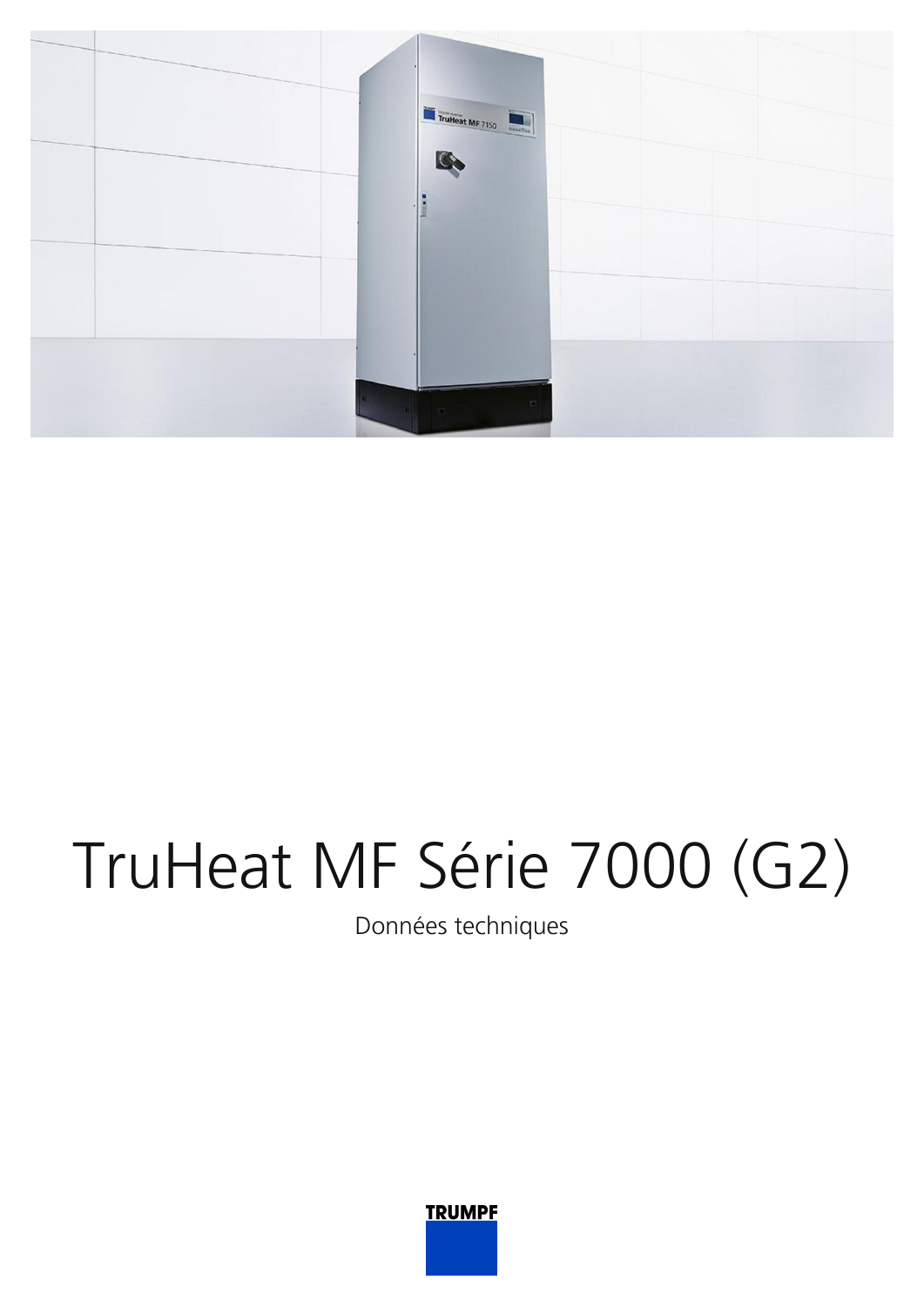# TruHeat MF Série 7000 (G2)

Données techniques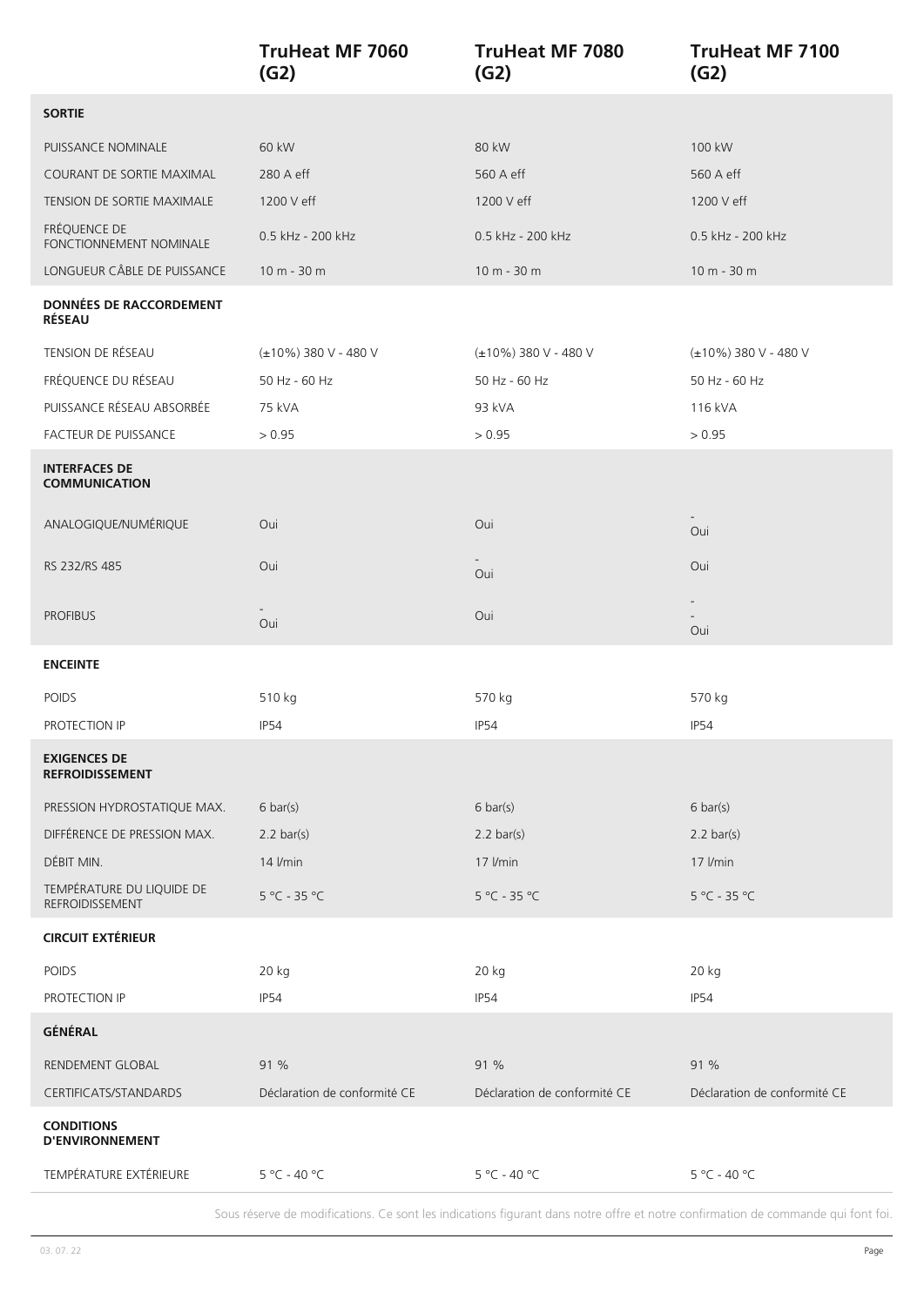| | TruHeat MF 7060 (G2) | TruHeat MF 7080 (G2) | TruHeat MF 7100 (G2) |
|---|---|---|---|
| **SORTIE** | | | |
| PUISSANCE NOMINALE | 60 kW | 80 kW | 100 kW |
| COURANT DE SORTIE MAXIMAL | 280 A eff | 560 A eff | 560 A eff |
| TENSION DE SORTIE MAXIMALE | 1200 V eff | 1200 V eff | 1200 V eff |
| FRÉQUENCE DE FONCTIONNEMENT NOMINALE | 0.5 kHz - 200 kHz | 0.5 kHz - 200 kHz | 0.5 kHz - 200 kHz |
| LONGUEUR CÂBLE DE PUISSANCE | 10 m - 30 m | 10 m - 30 m | 10 m - 30 m |
| **DONNÉES DE RACCORDEMENT RÉSEAU** | | | |
| TENSION DE RÉSEAU | (±10%) 380 V - 480 V | (±10%) 380 V - 480 V | (±10%) 380 V - 480 V |
| FRÉQUENCE DU RÉSEAU | 50 Hz - 60 Hz | 50 Hz - 60 Hz | 50 Hz - 60 Hz |
| PUISSANCE RÉSEAU ABSORBÉE | 75 kVA | 93 kVA | 116 kVA |
| FACTEUR DE PUISSANCE | > 0.95 | > 0.95 | > 0.95 |
| **INTERFACES DE COMMUNICATION** | | | |
| ANALOGIQUE/NUMÉRIQUE | Oui | Oui | - Oui |
| RS 232/RS 485 | Oui | - Oui | Oui |
| PROFIBUS | - Oui | Oui | - - Oui |
| **ENCEINTE** | | | |
| POIDS | 510 kg | 570 kg | 570 kg |
| PROTECTION IP | IP54 | IP54 | IP54 |
| **EXIGENCES DE REFROIDISSEMENT** | | | |
| PRESSION HYDROSTATIQUE MAX. | 6 bar(s) | 6 bar(s) | 6 bar(s) |
| DIFFÉRENCE DE PRESSION MAX. | 2.2 bar(s) | 2.2 bar(s) | 2.2 bar(s) |
| DÉBIT MIN. | 14 l/min | 17 l/min | 17 l/min |
| TEMPÉRATURE DU LIQUIDE DE REFROIDISSEMENT | 5 °C - 35 °C | 5 °C - 35 °C | 5 °C - 35 °C |
| **CIRCUIT EXTÉRIEUR** | | | |
| POIDS | 20 kg | 20 kg | 20 kg |
| PROTECTION IP | IP54 | IP54 | IP54 |
| **GÉNÉRAL** | | | |
| RENDEMENT GLOBAL | 91 % | 91 % | 91 % |
| CERTIFICATS/STANDARDS | Déclaration de conformité CE | Déclaration de conformité CE | Déclaration de conformité CE |
| **CONDITIONS D'ENVIRONNEMENT** | | | |
| TEMPÉRATURE EXTÉRIEURE | 5 °C - 40 °C | 5 °C - 40 °C | 5 °C - 40 °C |

Sous réserve de modifications. Ce sont les indications figurant dans notre offre et notre confirmation de commande qui font foi.

03. 07. 22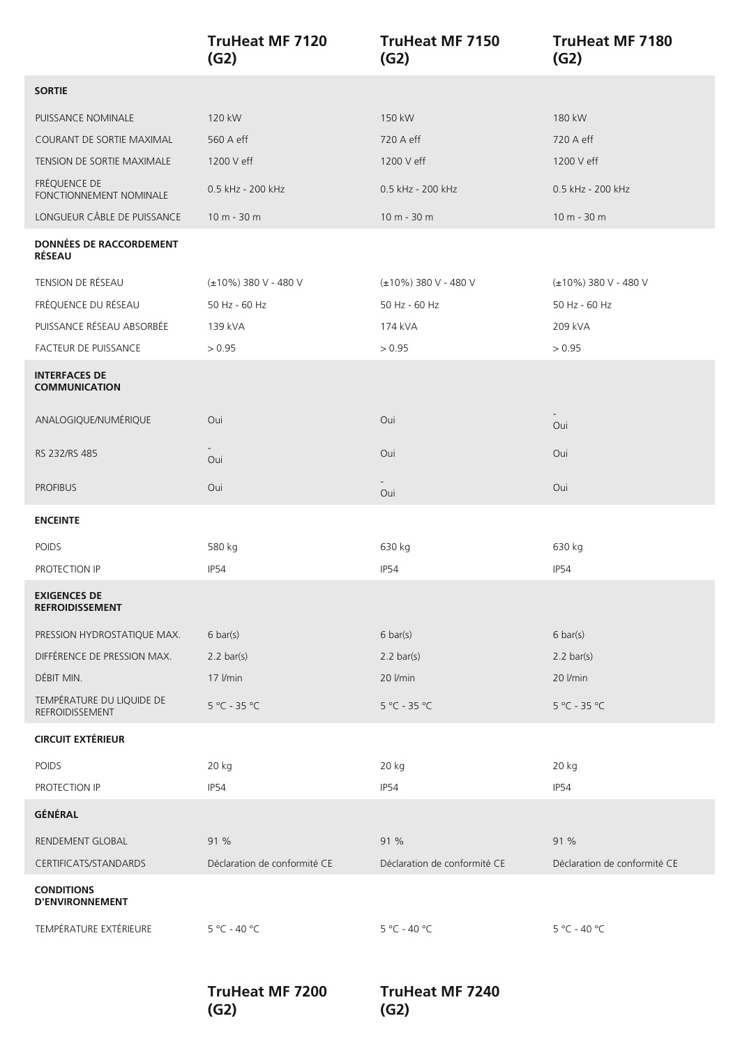| | TruHeat MF 7120 (G2) | TruHeat MF 7150 (G2) | TruHeat MF 7180 (G2) |
|---|---|---|---|
| **SORTIE** | | | |
| PUISSANCE NOMINALE | 120 kW | 150 kW | 180 kW |
| COURANT DE SORTIE MAXIMAL | 560 A eff | 720 A eff | 720 A eff |
| TENSION DE SORTIE MAXIMALE | 1200 V eff | 1200 V eff | 1200 V eff |
| FRÉQUENCE DE FONCTIONNEMENT NOMINALE | 0.5 kHz - 200 kHz | 0.5 kHz - 200 kHz | 0.5 kHz - 200 kHz |
| LONGUEUR CÂBLE DE PUISSANCE | 10 m - 30 m | 10 m - 30 m | 10 m - 30 m |
| **DONNÉES DE RACCORDEMENT RÉSEAU** | | | |
| TENSION DE RÉSEAU | (±10%) 380 V - 480 V | (±10%) 380 V - 480 V | (±10%) 380 V - 480 V |
| FRÉQUENCE DU RÉSEAU | 50 Hz - 60 Hz | 50 Hz - 60 Hz | 50 Hz - 60 Hz |
| PUISSANCE RÉSEAU ABSORBÉE | 139 kVA | 174 kVA | 209 kVA |
| FACTEUR DE PUISSANCE | > 0.95 | > 0.95 | > 0.95 |
| **INTERFACES DE COMMUNICATION** | | | |
| ANALOGIQUE/NUMÉRIQUE | Oui | Oui | - Oui |
| RS 232/RS 485 | - Oui | Oui | Oui |
| PROFIBUS | Oui | - Oui | Oui |
| **ENCEINTE** | | | |
| POIDS | 580 kg | 630 kg | 630 kg |
| PROTECTION IP | IP54 | IP54 | IP54 |
| **EXIGENCES DE REFROIDISSEMENT** | | | |
| PRESSION HYDROSTATIQUE MAX. | 6 bar(s) | 6 bar(s) | 6 bar(s) |
| DIFFÉRENCE DE PRESSION MAX. | 2.2 bar(s) | 2.2 bar(s) | 2.2 bar(s) |
| DÉBIT MIN. | 17 l/min | 20 l/min | 20 l/min |
| TEMPÉRATURE DU LIQUIDE DE REFROIDISSEMENT | 5 °C - 35 °C | 5 °C - 35 °C | 5 °C - 35 °C |
| **CIRCUIT EXTÉRIEUR** | | | |
| POIDS | 20 kg | 20 kg | 20 kg |
| PROTECTION IP | IP54 | IP54 | IP54 |
| **GÉNÉRAL** | | | |
| RENDEMENT GLOBAL | 91 % | 91 % | 91 % |
| CERTIFICATS/STANDARDS | Déclaration de conformité CE | Déclaration de conformité CE | Déclaration de conformité CE |
| **CONDITIONS D'ENVIRONNEMENT** | | | |
| TEMPÉRATURE EXTÉRIEURE | 5 °C - 40 °C | 5 °C - 40 °C | 5 °C - 40 °C |

| | TruHeat MF 7200 (G2) | TruHeat MF 7240 (G2) |
|---|---|---|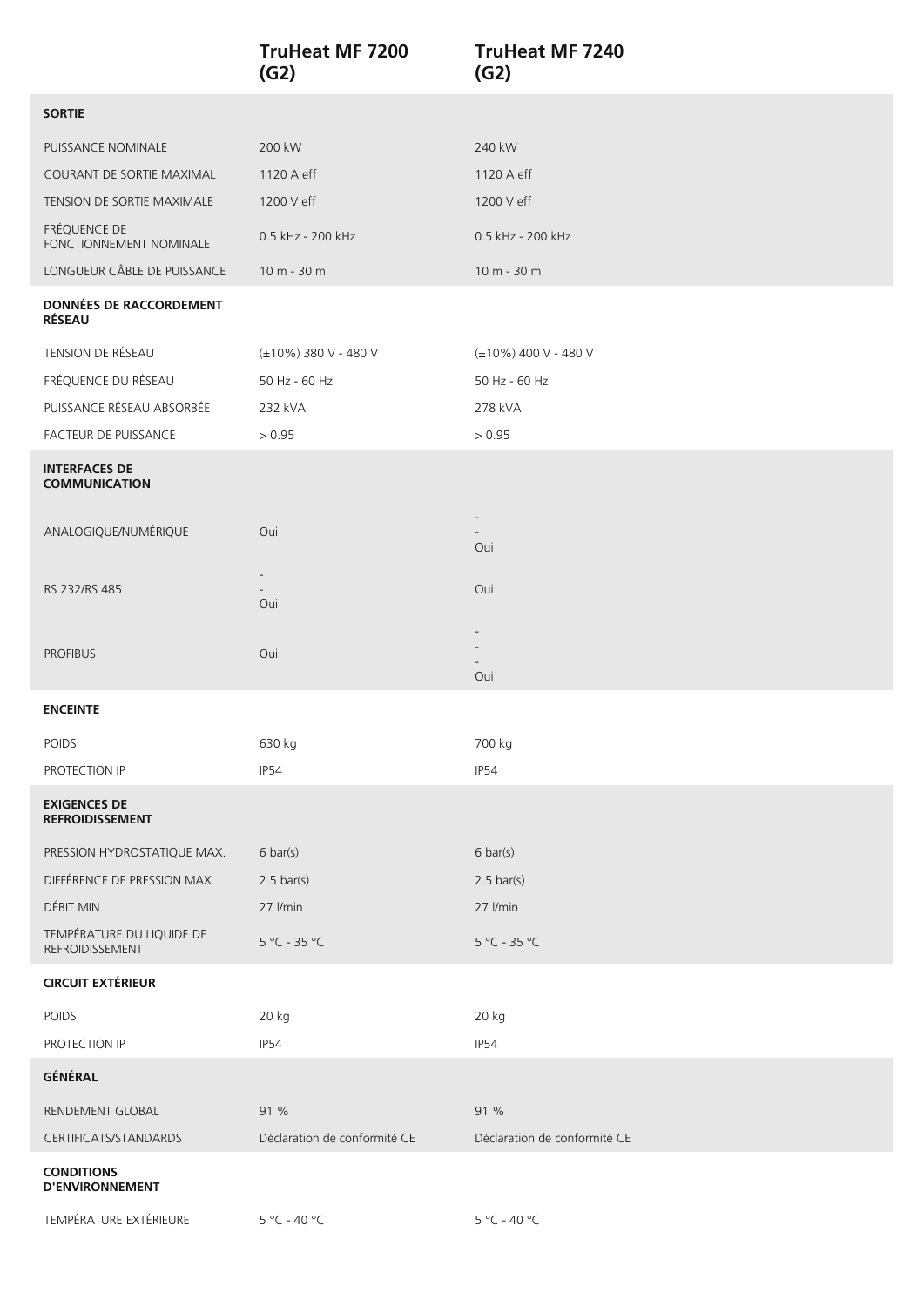| | TruHeat MF 7200 (G2) | TruHeat MF 7240 (G2) |
|---|---|---|
| **SORTIE** | | |
| PUISSANCE NOMINALE | 200 kW | 240 kW |
| COURANT DE SORTIE MAXIMAL | 1120 A eff | 1120 A eff |
| TENSION DE SORTIE MAXIMALE | 1200 V eff | 1200 V eff |
| FRÉQUENCE DE FONCTIONNEMENT NOMINALE | 0.5 kHz - 200 kHz | 0.5 kHz - 200 kHz |
| LONGUEUR CÂBLE DE PUISSANCE | 10 m - 30 m | 10 m - 30 m |
| **DONNÉES DE RACCORDEMENT RÉSEAU** | | |
| TENSION DE RÉSEAU | (±10%) 380 V - 480 V | (±10%) 400 V - 480 V |
| FRÉQUENCE DU RÉSEAU | 50 Hz - 60 Hz | 50 Hz - 60 Hz |
| PUISSANCE RÉSEAU ABSORBÉE | 232 kVA | 278 kVA |
| FACTEUR DE PUISSANCE | > 0.95 | > 0.95 |
| **INTERFACES DE COMMUNICATION** | | |
| ANALOGIQUE/NUMÉRIQUE | Oui | - - Oui |
| RS 232/RS 485 | - - Oui | Oui |
| PROFIBUS | Oui | - - - Oui |
| **ENCEINTE** | | |
| POIDS | 630 kg | 700 kg |
| PROTECTION IP | IP54 | IP54 |
| **EXIGENCES DE REFROIDISSEMENT** | | |
| PRESSION HYDROSTATIQUE MAX. | 6 bar(s) | 6 bar(s) |
| DIFFÉRENCE DE PRESSION MAX. | 2.5 bar(s) | 2.5 bar(s) |
| DÉBIT MIN. | 27 l/min | 27 l/min |
| TEMPÉRATURE DU LIQUIDE DE REFROIDISSEMENT | 5 °C - 35 °C | 5 °C - 35 °C |
| **CIRCUIT EXTÉRIEUR** | | |
| POIDS | 20 kg | 20 kg |
| PROTECTION IP | IP54 | IP54 |
| **GÉNÉRAL** | | |
| RENDEMENT GLOBAL | 91 % | 91 % |
| CERTIFICATS/STANDARDS | Déclaration de conformité CE | Déclaration de conformité CE |
| **CONDITIONS D'ENVIRONNEMENT** | | |
| TEMPÉRATURE EXTÉRIEURE | 5 °C - 40 °C | 5 °C - 40 °C |